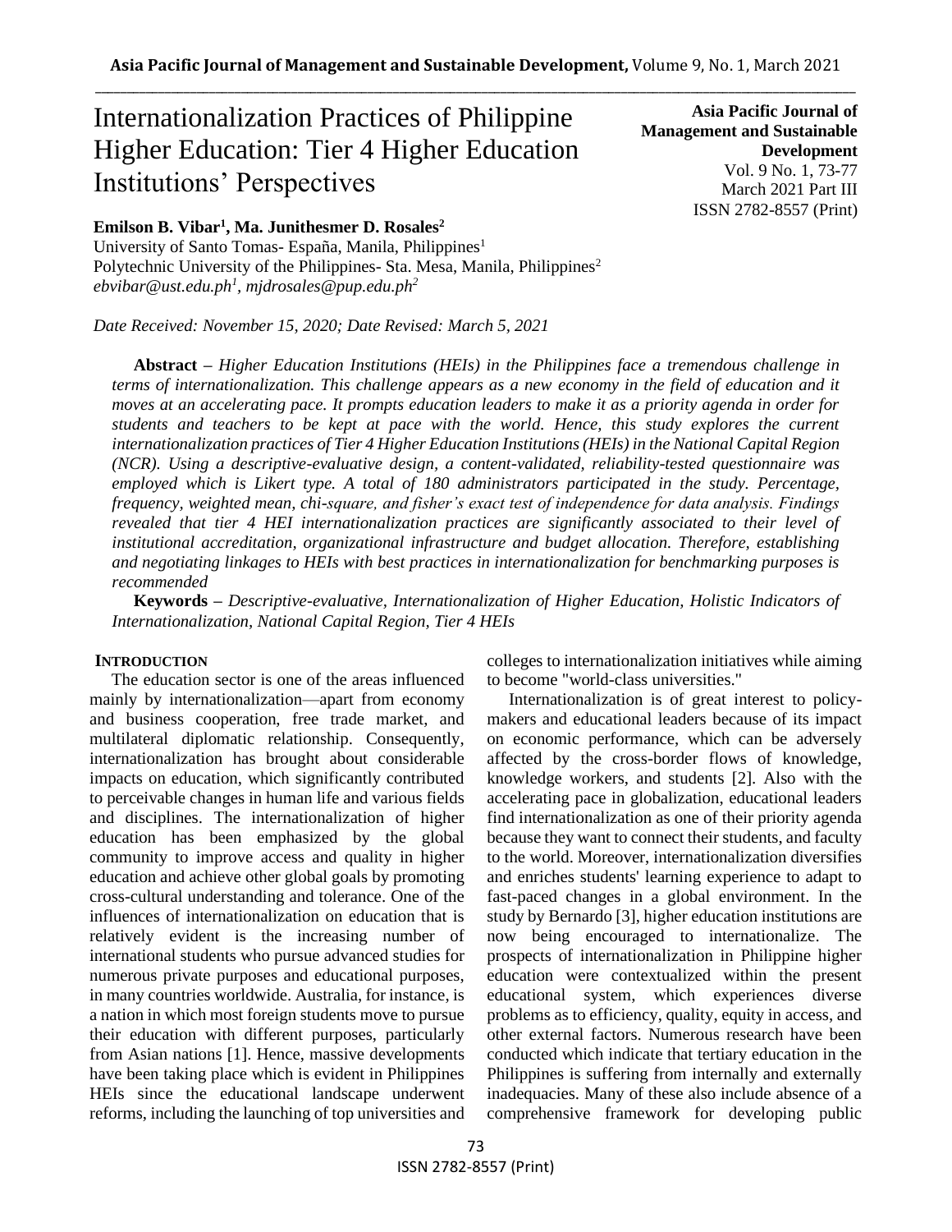# Internationalization Practices of Philippine Higher Education: Tier 4 Higher Education Institutions' Perspectives

**Asia Pacific Journal of Management and Sustainable Development**
Vol. 9 No. 1, 73-77
March 2021 Part III
ISSN 2782-8557 (Print)

**Emilson B. Vibar[1], Ma. Junithesmer D. Rosales[2]**
University of Santo Tomas- España, Manila, Philippines[1]
Polytechnic University of the Philippines- Sta. Mesa, Manila, Philippines[2]
*ebvibar@ust.edu.ph[1], mjdrosales@pup.edu.ph[2]*

*Date Received: November 15, 2020; Date Revised: March 5, 2021*

**Abstract –** *Higher Education Institutions (HEIs) in the Philippines face a tremendous challenge in terms of internationalization. This challenge appears as a new economy in the field of education and it moves at an accelerating pace. It prompts education leaders to make it as a priority agenda in order for students and teachers to be kept at pace with the world. Hence, this study explores the current internationalization practices of Tier 4 Higher Education Institutions (HEIs) in the National Capital Region (NCR). Using a descriptive-evaluative design, a content-validated, reliability-tested questionnaire was employed which is Likert type. A total of 180 administrators participated in the study. Percentage, frequency, weighted mean, chi-square, and fisher's exact test of independence for data analysis. Findings revealed that tier 4 HEI internationalization practices are significantly associated to their level of institutional accreditation, organizational infrastructure and budget allocation. Therefore, establishing and negotiating linkages to HEIs with best practices in internationalization for benchmarking purposes is recommended*

**Keywords –** *Descriptive-evaluative, Internationalization of Higher Education, Holistic Indicators of Internationalization, National Capital Region, Tier 4 HEIs*

## INTRODUCTION

The education sector is one of the areas influenced mainly by internationalization—apart from economy and business cooperation, free trade market, and multilateral diplomatic relationship. Consequently, internationalization has brought about considerable impacts on education, which significantly contributed to perceivable changes in human life and various fields and disciplines. The internationalization of higher education has been emphasized by the global community to improve access and quality in higher education and achieve other global goals by promoting cross-cultural understanding and tolerance. One of the influences of internationalization on education that is relatively evident is the increasing number of international students who pursue advanced studies for numerous private purposes and educational purposes, in many countries worldwide. Australia, for instance, is a nation in which most foreign students move to pursue their education with different purposes, particularly from Asian nations [1]. Hence, massive developments have been taking place which is evident in Philippines HEIs since the educational landscape underwent reforms, including the launching of top universities and colleges to internationalization initiatives while aiming to become "world-class universities."

Internationalization is of great interest to policy-makers and educational leaders because of its impact on economic performance, which can be adversely affected by the cross-border flows of knowledge, knowledge workers, and students [2]. Also with the accelerating pace in globalization, educational leaders find internationalization as one of their priority agenda because they want to connect their students, and faculty to the world. Moreover, internationalization diversifies and enriches students' learning experience to adapt to fast-paced changes in a global environment. In the study by Bernardo [3], higher education institutions are now being encouraged to internationalize. The prospects of internationalization in Philippine higher education were contextualized within the present educational system, which experiences diverse problems as to efficiency, quality, equity in access, and other external factors. Numerous research have been conducted which indicate that tertiary education in the Philippines is suffering from internally and externally inadequacies. Many of these also include absence of a comprehensive framework for developing public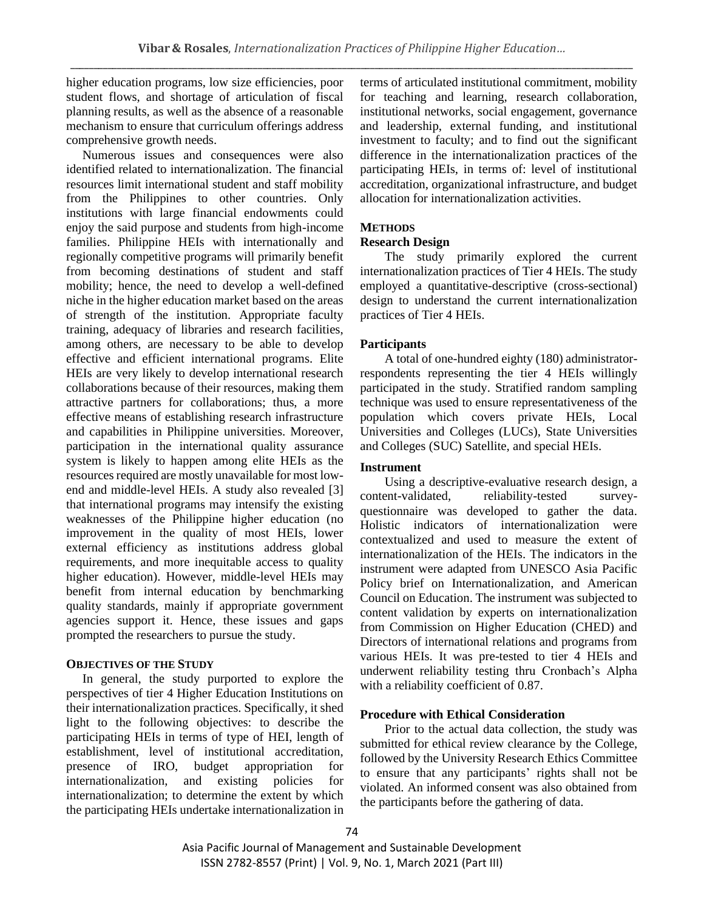higher education programs, low size efficiencies, poor student flows, and shortage of articulation of fiscal planning results, as well as the absence of a reasonable mechanism to ensure that curriculum offerings address comprehensive growth needs.

Numerous issues and consequences were also identified related to internationalization. The financial resources limit international student and staff mobility from the Philippines to other countries. Only institutions with large financial endowments could enjoy the said purpose and students from high-income families. Philippine HEIs with internationally and regionally competitive programs will primarily benefit from becoming destinations of student and staff mobility; hence, the need to develop a well-defined niche in the higher education market based on the areas of strength of the institution. Appropriate faculty training, adequacy of libraries and research facilities, among others, are necessary to be able to develop effective and efficient international programs. Elite HEIs are very likely to develop international research collaborations because of their resources, making them attractive partners for collaborations; thus, a more effective means of establishing research infrastructure and capabilities in Philippine universities. Moreover, participation in the international quality assurance system is likely to happen among elite HEIs as the resources required are mostly unavailable for most low-end and middle-level HEIs. A study also revealed [3] that international programs may intensify the existing weaknesses of the Philippine higher education (no improvement in the quality of most HEIs, lower external efficiency as institutions address global requirements, and more inequitable access to quality higher education). However, middle-level HEIs may benefit from internal education by benchmarking quality standards, mainly if appropriate government agencies support it. Hence, these issues and gaps prompted the researchers to pursue the study.

## OBJECTIVES OF THE STUDY

In general, the study purported to explore the perspectives of tier 4 Higher Education Institutions on their internationalization practices. Specifically, it shed light to the following objectives: to describe the participating HEIs in terms of type of HEI, length of establishment, level of institutional accreditation, presence of IRO, budget appropriation for internationalization, and existing policies for internationalization; to determine the extent by which the participating HEIs undertake internationalization in terms of articulated institutional commitment, mobility for teaching and learning, research collaboration, institutional networks, social engagement, governance and leadership, external funding, and institutional investment to faculty; and to find out the significant difference in the internationalization practices of the participating HEIs, in terms of: level of institutional accreditation, organizational infrastructure, and budget allocation for internationalization activities.

## METHODS

### Research Design

The study primarily explored the current internationalization practices of Tier 4 HEIs. The study employed a quantitative-descriptive (cross-sectional) design to understand the current internationalization practices of Tier 4 HEIs.

### Participants

A total of one-hundred eighty (180) administrator-respondents representing the tier 4 HEIs willingly participated in the study. Stratified random sampling technique was used to ensure representativeness of the population which covers private HEIs, Local Universities and Colleges (LUCs), State Universities and Colleges (SUC) Satellite, and special HEIs.

### Instrument

Using a descriptive-evaluative research design, a content-validated, reliability-tested survey-questionnaire was developed to gather the data. Holistic indicators of internationalization were contextualized and used to measure the extent of internationalization of the HEIs. The indicators in the instrument were adapted from UNESCO Asia Pacific Policy brief on Internationalization, and American Council on Education. The instrument was subjected to content validation by experts on internationalization from Commission on Higher Education (CHED) and Directors of international relations and programs from various HEIs. It was pre-tested to tier 4 HEIs and underwent reliability testing thru Cronbach's Alpha with a reliability coefficient of 0.87.

### Procedure with Ethical Consideration

Prior to the actual data collection, the study was submitted for ethical review clearance by the College, followed by the University Research Ethics Committee to ensure that any participants' rights shall not be violated. An informed consent was also obtained from the participants before the gathering of data.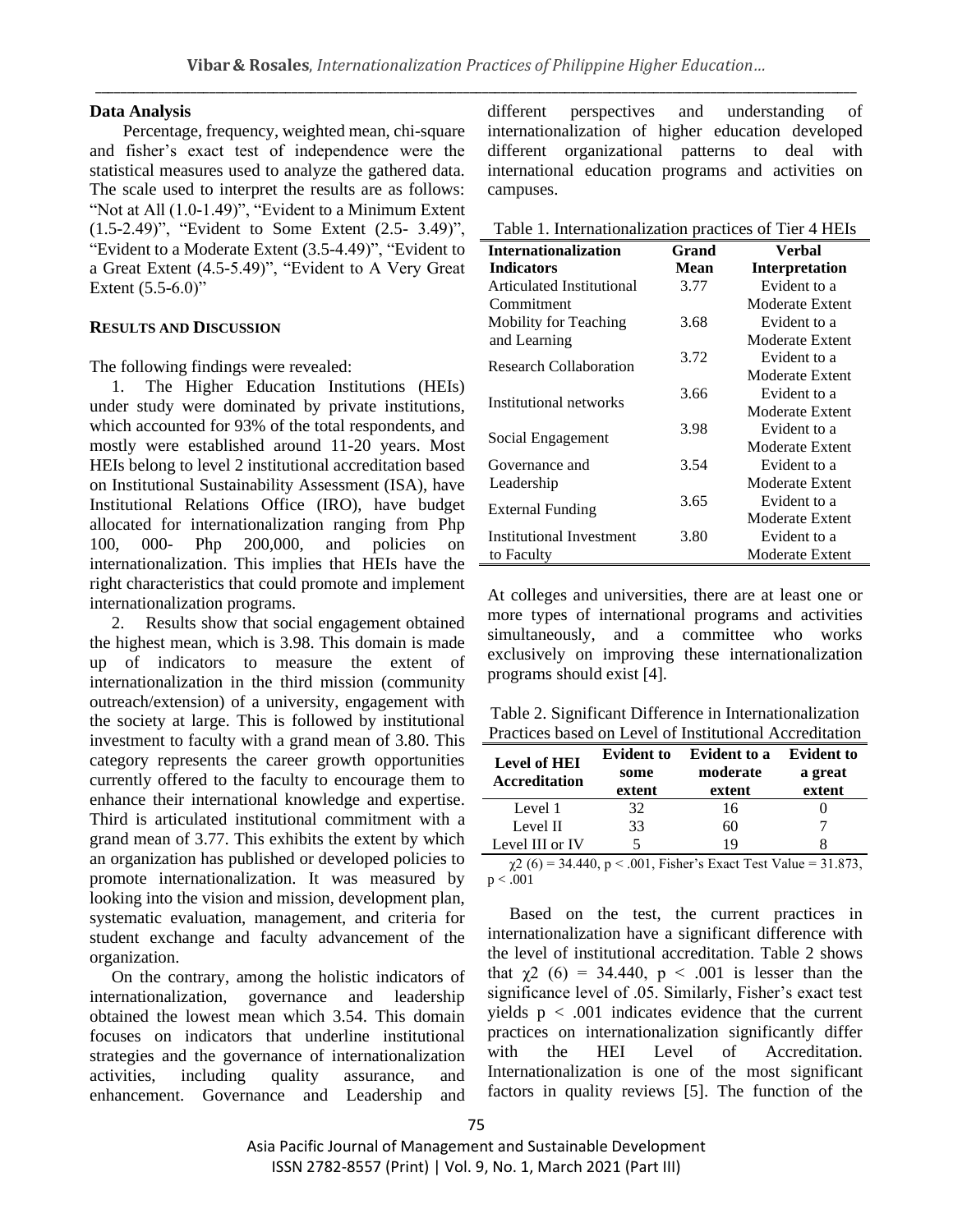### Data Analysis

Percentage, frequency, weighted mean, chi-square and fisher's exact test of independence were the statistical measures used to analyze the gathered data. The scale used to interpret the results are as follows: "Not at All (1.0-1.49)", "Evident to a Minimum Extent (1.5-2.49)", "Evident to Some Extent (2.5- 3.49)", "Evident to a Moderate Extent (3.5-4.49)", "Evident to a Great Extent (4.5-5.49)", "Evident to A Very Great Extent (5.5-6.0)"

## RESULTS AND DISCUSSION

The following findings were revealed:

1. The Higher Education Institutions (HEIs) under study were dominated by private institutions, which accounted for 93% of the total respondents, and mostly were established around 11-20 years. Most HEIs belong to level 2 institutional accreditation based on Institutional Sustainability Assessment (ISA), have Institutional Relations Office (IRO), have budget allocated for internationalization ranging from Php 100, 000- Php 200,000, and policies on internationalization. This implies that HEIs have the right characteristics that could promote and implement internationalization programs.

2. Results show that social engagement obtained the highest mean, which is 3.98. This domain is made up of indicators to measure the extent of internationalization in the third mission (community outreach/extension) of a university, engagement with the society at large. This is followed by institutional investment to faculty with a grand mean of 3.80. This category represents the career growth opportunities currently offered to the faculty to encourage them to enhance their international knowledge and expertise. Third is articulated institutional commitment with a grand mean of 3.77. This exhibits the extent by which an organization has published or developed policies to promote internationalization. It was measured by looking into the vision and mission, development plan, systematic evaluation, management, and criteria for student exchange and faculty advancement of the organization.

On the contrary, among the holistic indicators of internationalization, governance and leadership obtained the lowest mean which 3.54. This domain focuses on indicators that underline institutional strategies and the governance of internationalization activities, including quality assurance, and enhancement. Governance and Leadership and different perspectives and understanding of internationalization of higher education developed different organizational patterns to deal with international education programs and activities on campuses.

Table 1. Internationalization practices of Tier 4 HEIs

| Internationalization Indicators | Grand Mean | Verbal Interpretation |
|---|---|---|
| Articulated Institutional Commitment | 3.77 | Evident to a Moderate Extent |
| Mobility for Teaching and Learning | 3.68 | Evident to a Moderate Extent |
| Research Collaboration | 3.72 | Evident to a Moderate Extent |
| Institutional networks | 3.66 | Evident to a Moderate Extent |
| Social Engagement | 3.98 | Evident to a Moderate Extent |
| Governance and Leadership | 3.54 | Evident to a Moderate Extent |
| External Funding | 3.65 | Evident to a Moderate Extent |
| Institutional Investment to Faculty | 3.80 | Evident to a Moderate Extent |

At colleges and universities, there are at least one or more types of international programs and activities simultaneously, and a committee who works exclusively on improving these internationalization programs should exist [4].

Table 2. Significant Difference in Internationalization Practices based on Level of Institutional Accreditation

| Level of HEI Accreditation | Evident to some extent | Evident to a moderate extent | Evident to a great extent |
|---|---|---|---|
| Level 1 | 32 | 16 | 0 |
| Level II | 33 | 60 | 7 |
| Level III or IV | 5 | 19 | 8 |

$\chi^2$ (6) = 34.440, $p < .001$, Fisher's Exact Test Value = 31.873, $p < .001$

Based on the test, the current practices in internationalization have a significant difference with the level of institutional accreditation. Table 2 shows that $\chi^2$ (6) = 34.440, $p < .001$ is lesser than the significance level of .05. Similarly, Fisher's exact test yields $p < .001$ indicates evidence that the current practices on internationalization significantly differ with the HEI Level of Accreditation. Internationalization is one of the most significant factors in quality reviews [5]. The function of the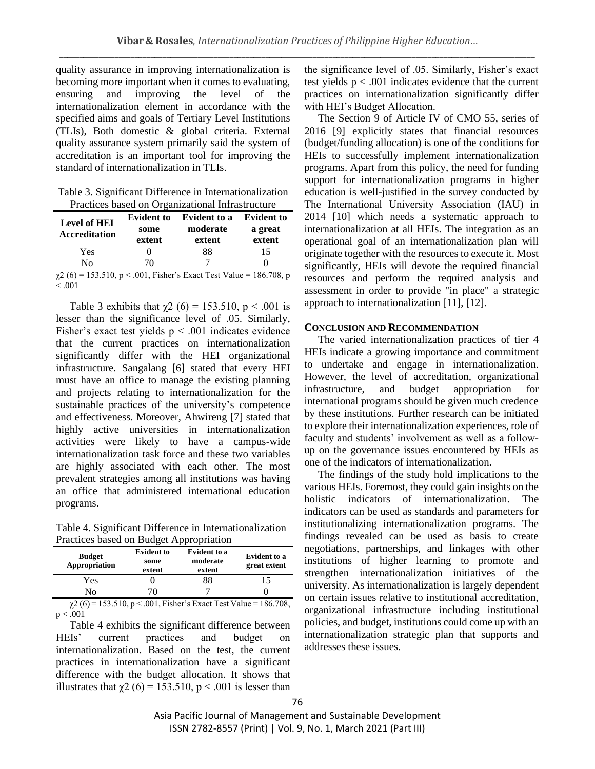quality assurance in improving internationalization is becoming more important when it comes to evaluating, ensuring and improving the level of the internationalization element in accordance with the specified aims and goals of Tertiary Level Institutions (TLIs), Both domestic & global criteria. External quality assurance system primarily said the system of accreditation is an important tool for improving the standard of internationalization in TLIs.

Table 3. Significant Difference in Internationalization Practices based on Organizational Infrastructure

| Level of HEI Accreditation | Evident to some extent | Evident to a moderate extent | Evident to a great extent |
|---|---|---|---|
| Yes | 0 | 88 | 15 |
| No | 70 | 7 | 0 |

$\chi2$ (6) = 153.510, $p < .001$, Fisher's Exact Test Value = 186.708, $p < .001$

Table 3 exhibits that $\chi2$ (6) = 153.510, $p < .001$ is lesser than the significance level of .05. Similarly, Fisher's exact test yields $p < .001$ indicates evidence that the current practices on internationalization significantly differ with the HEI organizational infrastructure. Sangalang [6] stated that every HEI must have an office to manage the existing planning and projects relating to internationalization for the sustainable practices of the university's competence and effectiveness. Moreover, Ahwireng [7] stated that highly active universities in internationalization activities were likely to have a campus-wide internationalization task force and these two variables are highly associated with each other. The most prevalent strategies among all institutions was having an office that administered international education programs.

Table 4. Significant Difference in Internationalization Practices based on Budget Appropriation

| Budget Appropriation | Evident to some extent | Evident to a moderate extent | Evident to a great extent |
|---|---|---|---|
| Yes | 0 | 88 | 15 |
| No | 70 | 7 | 0 |

$\chi2$ (6) = 153.510, $p < .001$, Fisher's Exact Test Value = 186.708, $p < .001$

Table 4 exhibits the significant difference between HEIs' current practices and budget on internationalization. Based on the test, the current practices in internationalization have a significant difference with the budget allocation. It shows that illustrates that $\chi2$ (6) = 153.510, $p < .001$ is lesser than the significance level of .05. Similarly, Fisher's exact test yields $p < .001$ indicates evidence that the current practices on internationalization significantly differ with HEI's Budget Allocation.

The Section 9 of Article IV of CMO 55, series of 2016 [9] explicitly states that financial resources (budget/funding allocation) is one of the conditions for HEIs to successfully implement internationalization programs. Apart from this policy, the need for funding support for internationalization programs in higher education is well-justified in the survey conducted by The International University Association (IAU) in 2014 [10] which needs a systematic approach to internationalization at all HEIs. The integration as an operational goal of an internationalization plan will originate together with the resources to execute it. Most significantly, HEIs will devote the required financial resources and perform the required analysis and assessment in order to provide "in place" a strategic approach to internationalization [11], [12].

## CONCLUSION AND RECOMMENDATION

The varied internationalization practices of tier 4 HEIs indicate a growing importance and commitment to undertake and engage in internationalization. However, the level of accreditation, organizational infrastructure, and budget appropriation for international programs should be given much credence by these institutions. Further research can be initiated to explore their internationalization experiences, role of faculty and students' involvement as well as a follow-up on the governance issues encountered by HEIs as one of the indicators of internationalization.

The findings of the study hold implications to the various HEIs. Foremost, they could gain insights on the holistic indicators of internationalization. The indicators can be used as standards and parameters for institutionalizing internationalization programs. The findings revealed can be used as basis to create negotiations, partnerships, and linkages with other institutions of higher learning to promote and strengthen internationalization initiatives of the university. As internationalization is largely dependent on certain issues relative to institutional accreditation, organizational infrastructure including institutional policies, and budget, institutions could come up with an internationalization strategic plan that supports and addresses these issues.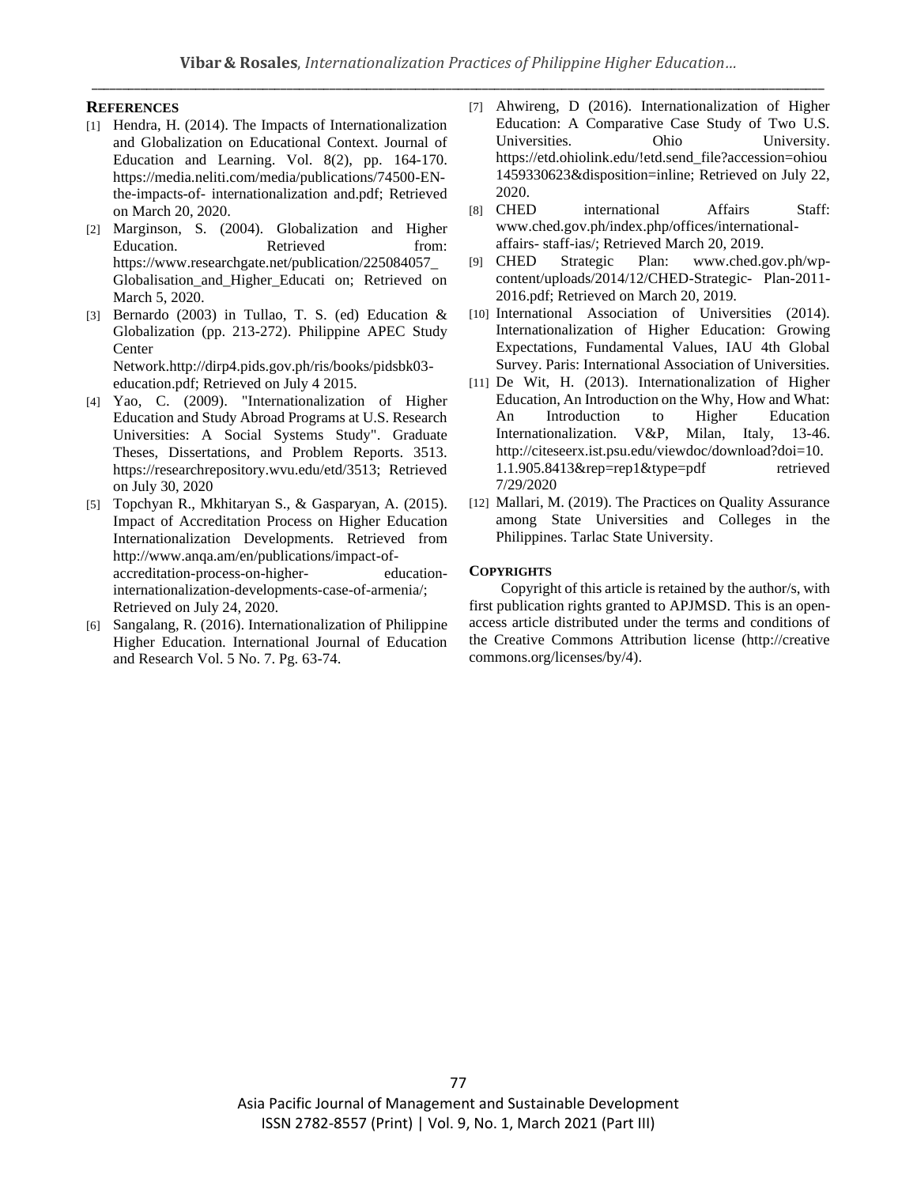## REFERENCES

[1] Hendra, H. (2014). The Impacts of Internationalization and Globalization on Educational Context. Journal of Education and Learning. Vol. 8(2), pp. 164-170. https://media.neliti.com/media/publications/74500-EN-the-impacts-of- internationalization and.pdf; Retrieved on March 20, 2020.

[2] Marginson, S. (2004). Globalization and Higher Education. Retrieved from: https://www.researchgate.net/publication/225084057_Globalisation_and_Higher_Educati on; Retrieved on March 5, 2020.

[3] Bernardo (2003) in Tullao, T. S. (ed) Education & Globalization (pp. 213-272). Philippine APEC Study Center Network.http://dirp4.pids.gov.ph/ris/books/pidsbk03-education.pdf; Retrieved on July 4 2015.

[4] Yao, C. (2009). "Internationalization of Higher Education and Study Abroad Programs at U.S. Research Universities: A Social Systems Study". Graduate Theses, Dissertations, and Problem Reports. 3513. https://researchrepository.wvu.edu/etd/3513; Retrieved on July 30, 2020

[5] Topchyan R., Mkhitaryan S., & Gasparyan, A. (2015). Impact of Accreditation Process on Higher Education Internationalization Developments. Retrieved from http://www.anqa.am/en/publications/impact-of-accreditation-process-on-higher- education-internationalization-developments-case-of-armenia/; Retrieved on July 24, 2020.

[6] Sangalang, R. (2016). Internationalization of Philippine Higher Education. International Journal of Education and Research Vol. 5 No. 7. Pg. 63-74.

[7] Ahwireng, D (2016). Internationalization of Higher Education: A Comparative Case Study of Two U.S. Universities. Ohio University. https://etd.ohiolink.edu/!etd.send_file?accession=ohiou1459330623&disposition=inline; Retrieved on July 22, 2020.

[8] CHED international Affairs Staff: www.ched.gov.ph/index.php/offices/international-affairs- staff-ias/; Retrieved March 20, 2019.

[9] CHED Strategic Plan: www.ched.gov.ph/wp-content/uploads/2014/12/CHED-Strategic- Plan-2011-2016.pdf; Retrieved on March 20, 2019.

[10] International Association of Universities (2014). Internationalization of Higher Education: Growing Expectations, Fundamental Values, IAU 4th Global Survey. Paris: International Association of Universities.

[11] De Wit, H. (2013). Internationalization of Higher Education, An Introduction on the Why, How and What: An Introduction to Higher Education Internationalization. V&P, Milan, Italy, 13-46. http://citeseerx.ist.psu.edu/viewdoc/download?doi=10.1.1.905.8413&rep=rep1&type=pdf retrieved 7/29/2020

[12] Mallari, M. (2019). The Practices on Quality Assurance among State Universities and Colleges in the Philippines. Tarlac State University.

## COPYRIGHTS

Copyright of this article is retained by the author/s, with first publication rights granted to APJMSD. This is an open-access article distributed under the terms and conditions of the Creative Commons Attribution license (http://creative commons.org/licenses/by/4).